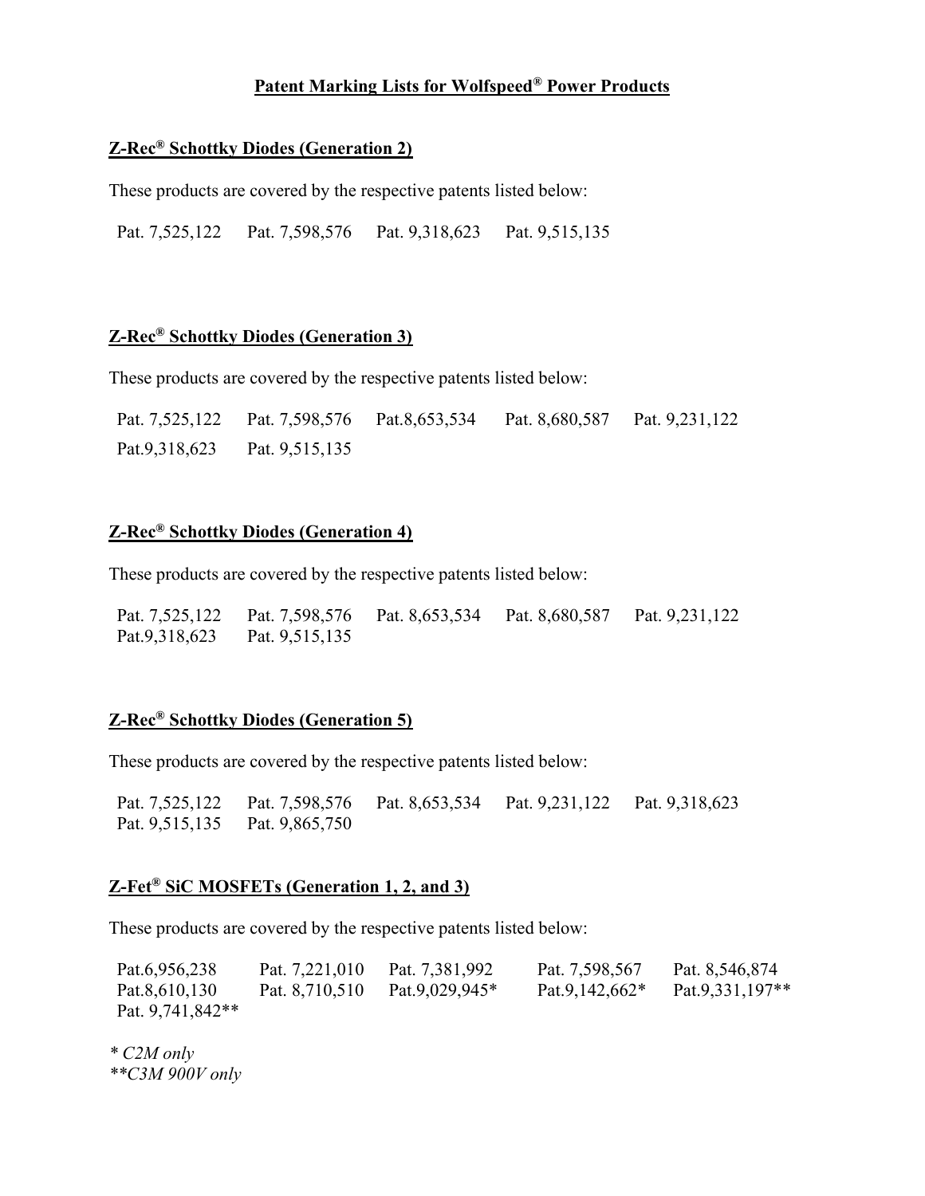# Patent Marking Lists for Wolfspeed® Power Products

## Z-Rec® Schottky Diodes (Generation 2)

These products are covered by the respective patents listed below:

Pat. 7,525,122 Pat. 7,598,576 Pat. 9,318,623 Pat. 9,515,135

## Z-Rec® Schottky Diodes (Generation 3)

These products are covered by the respective patents listed below:

Pat. 7,525,122 Pat. 7,598,576 Pat.8,653,534 Pat. 8,680,587 Pat. 9,231,122
Pat.9,318,623 Pat. 9,515,135

## Z-Rec® Schottky Diodes (Generation 4)

These products are covered by the respective patents listed below:

Pat. 7,525,122 Pat. 7,598,576 Pat. 8,653,534 Pat. 8,680,587 Pat. 9,231,122
Pat.9,318,623 Pat. 9,515,135

## Z-Rec® Schottky Diodes (Generation 5)

These products are covered by the respective patents listed below:

Pat. 7,525,122 Pat. 7,598,576 Pat. 8,653,534 Pat. 9,231,122 Pat. 9,318,623
Pat. 9,515,135 Pat. 9,865,750

## Z-Fet® SiC MOSFETs (Generation 1, 2, and 3)

These products are covered by the respective patents listed below:

Pat.6,956,238 Pat. 7,221,010 Pat. 7,381,992 Pat. 7,598,567 Pat. 8,546,874
Pat.8,610,130 Pat. 8,710,510 Pat.9,029,945* Pat.9,142,662* Pat.9,331,197**
Pat. 9,741,842**

*\* C2M only*
*\*\*C3M 900V only*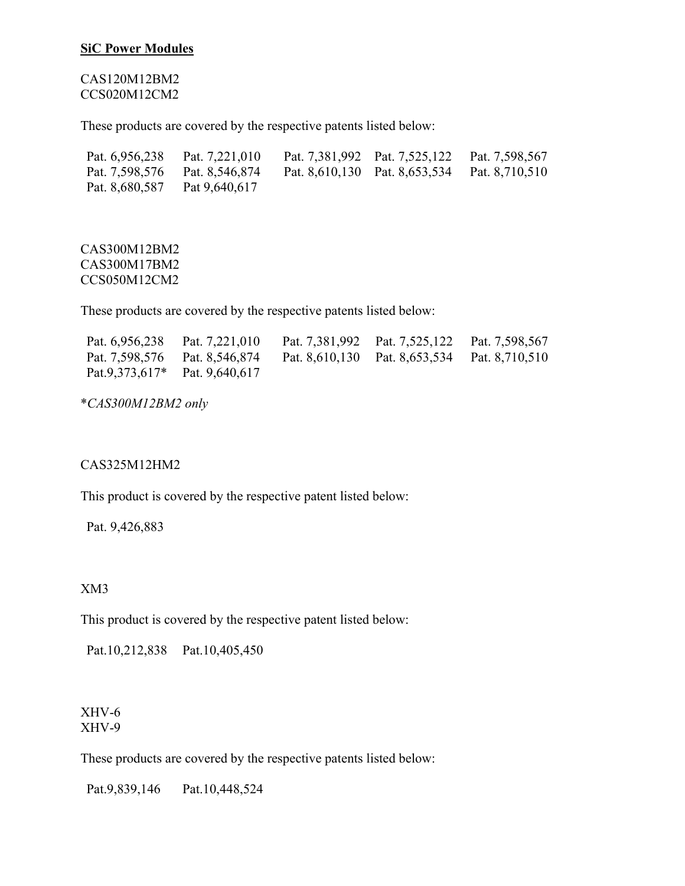**SiC Power Modules**

CAS120M12BM2
CCS020M12CM2

These products are covered by the respective patents listed below:

| | | | | |
|---|---|---|---|---|
| Pat. 6,956,238 | Pat. 7,221,010 | Pat. 7,381,992 | Pat. 7,525,122 | Pat. 7,598,567 |
| Pat. 7,598,576 | Pat. 8,546,874 | Pat. 8,610,130 | Pat. 8,653,534 | Pat. 8,710,510 |
| Pat. 8,680,587 | Pat 9,640,617 | | | |

CAS300M12BM2
CAS300M17BM2
CCS050M12CM2

These products are covered by the respective patents listed below:

| | | | | |
|---|---|---|---|---|
| Pat. 6,956,238 | Pat. 7,221,010 | Pat. 7,381,992 | Pat. 7,525,122 | Pat. 7,598,567 |
| Pat. 7,598,576 | Pat. 8,546,874 | Pat. 8,610,130 | Pat. 8,653,534 | Pat. 8,710,510 |
| Pat.9,373,617* | Pat. 9,640,617 | | | |

**CAS300M12BM2 only*

CAS325M12HM2

This product is covered by the respective patent listed below:

Pat. 9,426,883

XM3

This product is covered by the respective patent listed below:

Pat.10,212,838 Pat.10,405,450

XHV-6
XHV-9

These products are covered by the respective patents listed below:

Pat.9,839,146 Pat.10,448,524